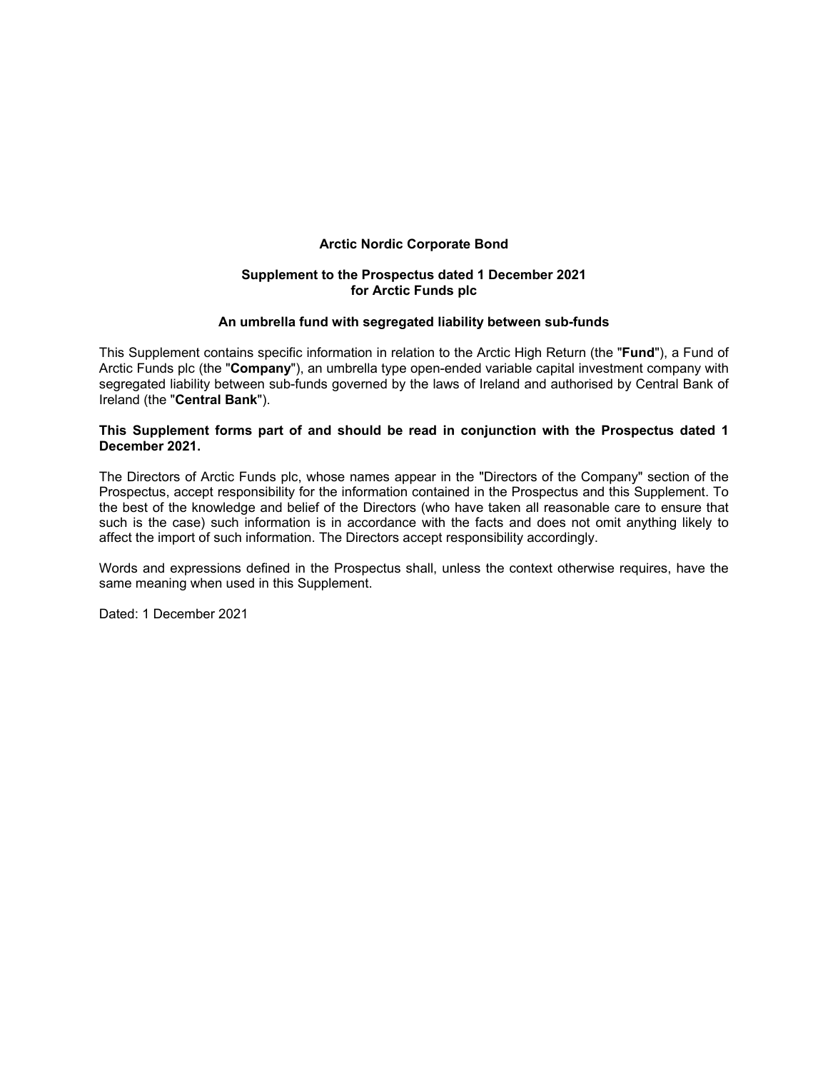# Arctic Nordic Corporate Bond

**Supplement to the Prospectus dated 1 December 2021**
**for Arctic Funds plc**

**An umbrella fund with segregated liability between sub-funds**

This Supplement contains specific information in relation to the Arctic High Return (the "**Fund**"), a Fund of Arctic Funds plc (the "**Company**"), an umbrella type open-ended variable capital investment company with segregated liability between sub-funds governed by the laws of Ireland and authorised by Central Bank of Ireland (the "**Central Bank**").

**This Supplement forms part of and should be read in conjunction with the Prospectus dated 1 December 2021.**

The Directors of Arctic Funds plc, whose names appear in the "Directors of the Company" section of the Prospectus, accept responsibility for the information contained in the Prospectus and this Supplement. To the best of the knowledge and belief of the Directors (who have taken all reasonable care to ensure that such is the case) such information is in accordance with the facts and does not omit anything likely to affect the import of such information. The Directors accept responsibility accordingly.

Words and expressions defined in the Prospectus shall, unless the context otherwise requires, have the same meaning when used in this Supplement.

Dated: 1 December 2021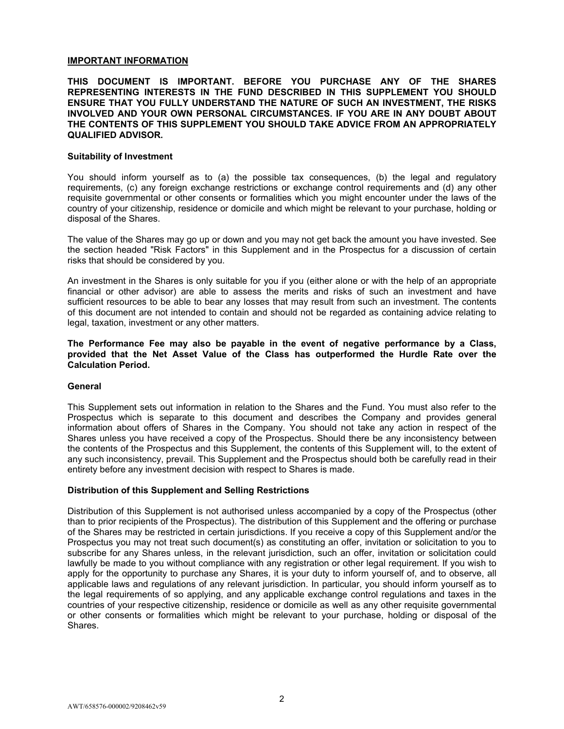## IMPORTANT INFORMATION

**THIS DOCUMENT IS IMPORTANT. BEFORE YOU PURCHASE ANY OF THE SHARES REPRESENTING INTERESTS IN THE FUND DESCRIBED IN THIS SUPPLEMENT YOU SHOULD ENSURE THAT YOU FULLY UNDERSTAND THE NATURE OF SUCH AN INVESTMENT, THE RISKS INVOLVED AND YOUR OWN PERSONAL CIRCUMSTANCES. IF YOU ARE IN ANY DOUBT ABOUT THE CONTENTS OF THIS SUPPLEMENT YOU SHOULD TAKE ADVICE FROM AN APPROPRIATELY QUALIFIED ADVISOR.**

### Suitability of Investment

You should inform yourself as to (a) the possible tax consequences, (b) the legal and regulatory requirements, (c) any foreign exchange restrictions or exchange control requirements and (d) any other requisite governmental or other consents or formalities which you might encounter under the laws of the country of your citizenship, residence or domicile and which might be relevant to your purchase, holding or disposal of the Shares.

The value of the Shares may go up or down and you may not get back the amount you have invested. See the section headed "Risk Factors" in this Supplement and in the Prospectus for a discussion of certain risks that should be considered by you.

An investment in the Shares is only suitable for you if you (either alone or with the help of an appropriate financial or other advisor) are able to assess the merits and risks of such an investment and have sufficient resources to be able to bear any losses that may result from such an investment. The contents of this document are not intended to contain and should not be regarded as containing advice relating to legal, taxation, investment or any other matters.

**The Performance Fee may also be payable in the event of negative performance by a Class, provided that the Net Asset Value of the Class has outperformed the Hurdle Rate over the Calculation Period.**

### General

This Supplement sets out information in relation to the Shares and the Fund. You must also refer to the Prospectus which is separate to this document and describes the Company and provides general information about offers of Shares in the Company. You should not take any action in respect of the Shares unless you have received a copy of the Prospectus. Should there be any inconsistency between the contents of the Prospectus and this Supplement, the contents of this Supplement will, to the extent of any such inconsistency, prevail. This Supplement and the Prospectus should both be carefully read in their entirety before any investment decision with respect to Shares is made.

### Distribution of this Supplement and Selling Restrictions

Distribution of this Supplement is not authorised unless accompanied by a copy of the Prospectus (other than to prior recipients of the Prospectus). The distribution of this Supplement and the offering or purchase of the Shares may be restricted in certain jurisdictions. If you receive a copy of this Supplement and/or the Prospectus you may not treat such document(s) as constituting an offer, invitation or solicitation to you to subscribe for any Shares unless, in the relevant jurisdiction, such an offer, invitation or solicitation could lawfully be made to you without compliance with any registration or other legal requirement. If you wish to apply for the opportunity to purchase any Shares, it is your duty to inform yourself of, and to observe, all applicable laws and regulations of any relevant jurisdiction. In particular, you should inform yourself as to the legal requirements of so applying, and any applicable exchange control regulations and taxes in the countries of your respective citizenship, residence or domicile as well as any other requisite governmental or other consents or formalities which might be relevant to your purchase, holding or disposal of the Shares.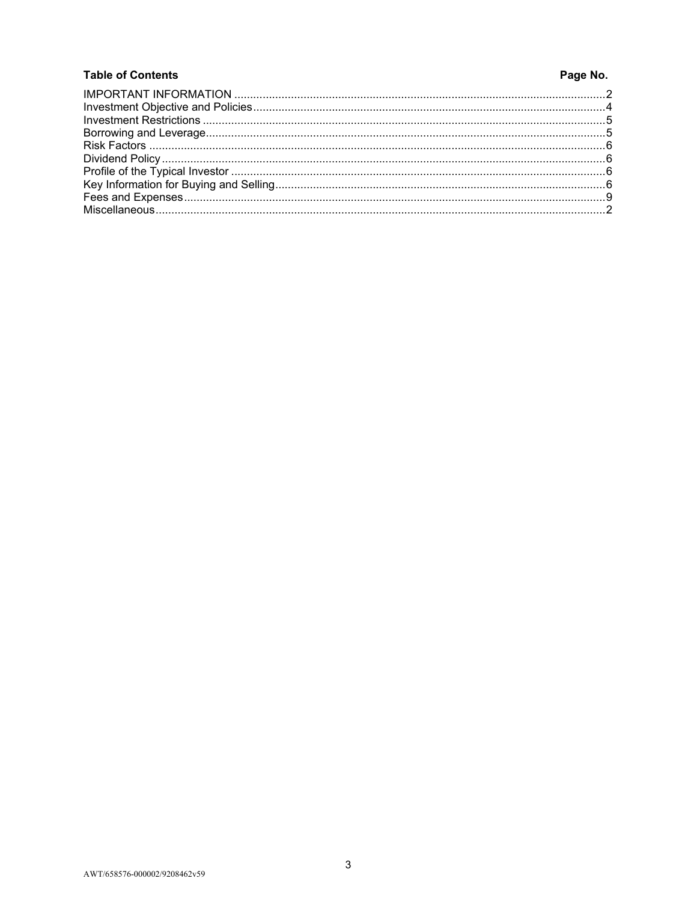| **Table of Contents** | **Page No.** |
|---|---|
| IMPORTANT INFORMATION | 2 |
| Investment Objective and Policies | 4 |
| Investment Restrictions | 5 |
| Borrowing and Leverage | 5 |
| Risk Factors | 6 |
| Dividend Policy | 6 |
| Profile of the Typical Investor | 6 |
| Key Information for Buying and Selling | 6 |
| Fees and Expenses | 9 |
| Miscellaneous | 2 |

AWT/658576-000002/9208462v59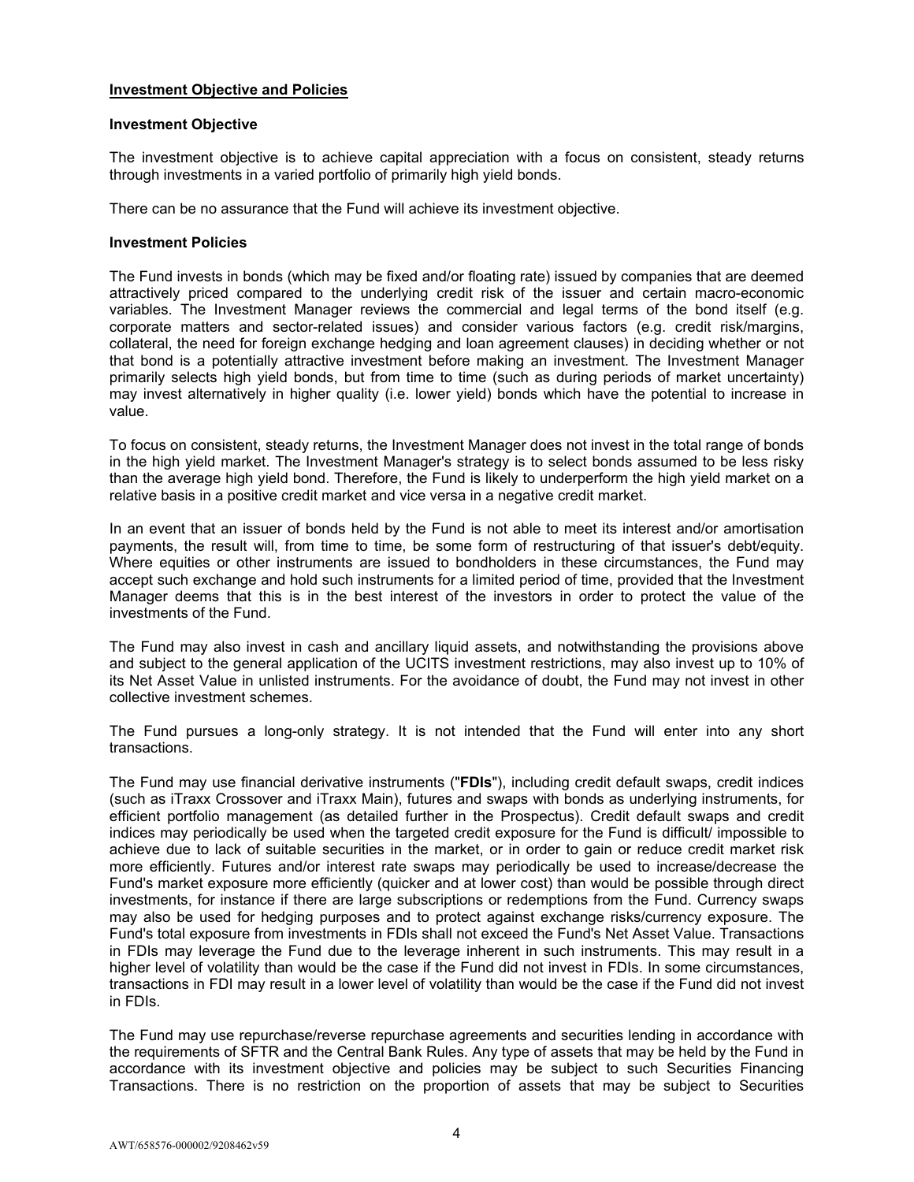## Investment Objective and Policies

### Investment Objective

The investment objective is to achieve capital appreciation with a focus on consistent, steady returns through investments in a varied portfolio of primarily high yield bonds.

There can be no assurance that the Fund will achieve its investment objective.

### Investment Policies

The Fund invests in bonds (which may be fixed and/or floating rate) issued by companies that are deemed attractively priced compared to the underlying credit risk of the issuer and certain macro-economic variables. The Investment Manager reviews the commercial and legal terms of the bond itself (e.g. corporate matters and sector-related issues) and consider various factors (e.g. credit risk/margins, collateral, the need for foreign exchange hedging and loan agreement clauses) in deciding whether or not that bond is a potentially attractive investment before making an investment. The Investment Manager primarily selects high yield bonds, but from time to time (such as during periods of market uncertainty) may invest alternatively in higher quality (i.e. lower yield) bonds which have the potential to increase in value.

To focus on consistent, steady returns, the Investment Manager does not invest in the total range of bonds in the high yield market. The Investment Manager's strategy is to select bonds assumed to be less risky than the average high yield bond. Therefore, the Fund is likely to underperform the high yield market on a relative basis in a positive credit market and vice versa in a negative credit market.

In an event that an issuer of bonds held by the Fund is not able to meet its interest and/or amortisation payments, the result will, from time to time, be some form of restructuring of that issuer's debt/equity. Where equities or other instruments are issued to bondholders in these circumstances, the Fund may accept such exchange and hold such instruments for a limited period of time, provided that the Investment Manager deems that this is in the best interest of the investors in order to protect the value of the investments of the Fund.

The Fund may also invest in cash and ancillary liquid assets, and notwithstanding the provisions above and subject to the general application of the UCITS investment restrictions, may also invest up to 10% of its Net Asset Value in unlisted instruments. For the avoidance of doubt, the Fund may not invest in other collective investment schemes.

The Fund pursues a long-only strategy. It is not intended that the Fund will enter into any short transactions.

The Fund may use financial derivative instruments ("**FDIs**"), including credit default swaps, credit indices (such as iTraxx Crossover and iTraxx Main), futures and swaps with bonds as underlying instruments, for efficient portfolio management (as detailed further in the Prospectus). Credit default swaps and credit indices may periodically be used when the targeted credit exposure for the Fund is difficult/ impossible to achieve due to lack of suitable securities in the market, or in order to gain or reduce credit market risk more efficiently. Futures and/or interest rate swaps may periodically be used to increase/decrease the Fund's market exposure more efficiently (quicker and at lower cost) than would be possible through direct investments, for instance if there are large subscriptions or redemptions from the Fund. Currency swaps may also be used for hedging purposes and to protect against exchange risks/currency exposure. The Fund's total exposure from investments in FDIs shall not exceed the Fund's Net Asset Value. Transactions in FDIs may leverage the Fund due to the leverage inherent in such instruments. This may result in a higher level of volatility than would be the case if the Fund did not invest in FDIs. In some circumstances, transactions in FDI may result in a lower level of volatility than would be the case if the Fund did not invest in FDIs.

The Fund may use repurchase/reverse repurchase agreements and securities lending in accordance with the requirements of SFTR and the Central Bank Rules. Any type of assets that may be held by the Fund in accordance with its investment objective and policies may be subject to such Securities Financing Transactions. There is no restriction on the proportion of assets that may be subject to Securities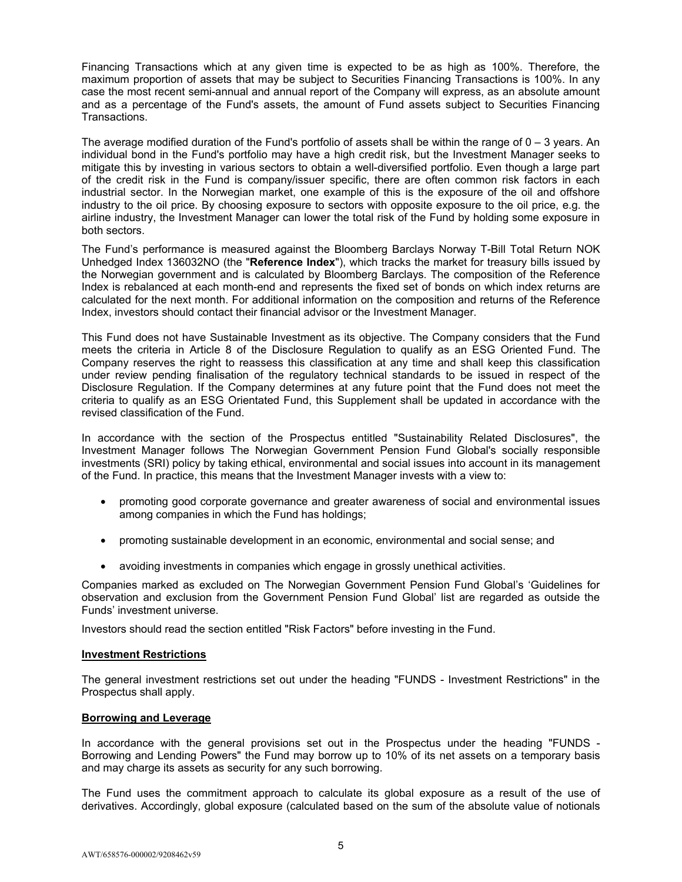Financing Transactions which at any given time is expected to be as high as 100%. Therefore, the maximum proportion of assets that may be subject to Securities Financing Transactions is 100%. In any case the most recent semi-annual and annual report of the Company will express, as an absolute amount and as a percentage of the Fund's assets, the amount of Fund assets subject to Securities Financing Transactions.

The average modified duration of the Fund's portfolio of assets shall be within the range of 0 – 3 years. An individual bond in the Fund's portfolio may have a high credit risk, but the Investment Manager seeks to mitigate this by investing in various sectors to obtain a well-diversified portfolio. Even though a large part of the credit risk in the Fund is company/issuer specific, there are often common risk factors in each industrial sector. In the Norwegian market, one example of this is the exposure of the oil and offshore industry to the oil price. By choosing exposure to sectors with opposite exposure to the oil price, e.g. the airline industry, the Investment Manager can lower the total risk of the Fund by holding some exposure in both sectors.

The Fund's performance is measured against the Bloomberg Barclays Norway T-Bill Total Return NOK Unhedged Index 136032NO (the "**Reference Index**"), which tracks the market for treasury bills issued by the Norwegian government and is calculated by Bloomberg Barclays. The composition of the Reference Index is rebalanced at each month-end and represents the fixed set of bonds on which index returns are calculated for the next month. For additional information on the composition and returns of the Reference Index, investors should contact their financial advisor or the Investment Manager.

This Fund does not have Sustainable Investment as its objective. The Company considers that the Fund meets the criteria in Article 8 of the Disclosure Regulation to qualify as an ESG Oriented Fund. The Company reserves the right to reassess this classification at any time and shall keep this classification under review pending finalisation of the regulatory technical standards to be issued in respect of the Disclosure Regulation. If the Company determines at any future point that the Fund does not meet the criteria to qualify as an ESG Orientated Fund, this Supplement shall be updated in accordance with the revised classification of the Fund.

In accordance with the section of the Prospectus entitled "Sustainability Related Disclosures", the Investment Manager follows The Norwegian Government Pension Fund Global's socially responsible investments (SRI) policy by taking ethical, environmental and social issues into account in its management of the Fund. In practice, this means that the Investment Manager invests with a view to:

- promoting good corporate governance and greater awareness of social and environmental issues among companies in which the Fund has holdings;
- promoting sustainable development in an economic, environmental and social sense; and
- avoiding investments in companies which engage in grossly unethical activities.

Companies marked as excluded on The Norwegian Government Pension Fund Global's 'Guidelines for observation and exclusion from the Government Pension Fund Global' list are regarded as outside the Funds' investment universe.

Investors should read the section entitled "Risk Factors" before investing in the Fund.

**Investment Restrictions**

The general investment restrictions set out under the heading "FUNDS - Investment Restrictions" in the Prospectus shall apply.

**Borrowing and Leverage**

In accordance with the general provisions set out in the Prospectus under the heading "FUNDS - Borrowing and Lending Powers" the Fund may borrow up to 10% of its net assets on a temporary basis and may charge its assets as security for any such borrowing.

The Fund uses the commitment approach to calculate its global exposure as a result of the use of derivatives. Accordingly, global exposure (calculated based on the sum of the absolute value of notionals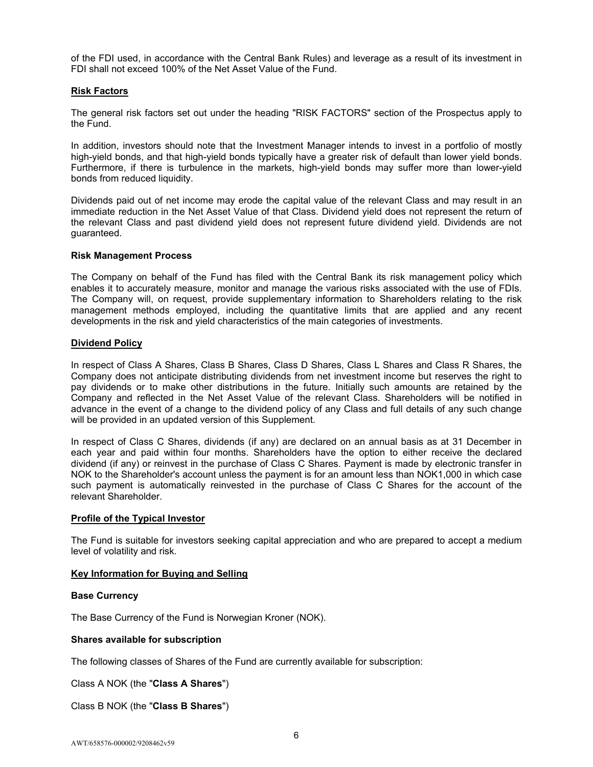of the FDI used, in accordance with the Central Bank Rules) and leverage as a result of its investment in FDI shall not exceed 100% of the Net Asset Value of the Fund.

## Risk Factors

The general risk factors set out under the heading "RISK FACTORS" section of the Prospectus apply to the Fund.

In addition, investors should note that the Investment Manager intends to invest in a portfolio of mostly high-yield bonds, and that high-yield bonds typically have a greater risk of default than lower yield bonds. Furthermore, if there is turbulence in the markets, high-yield bonds may suffer more than lower-yield bonds from reduced liquidity.

Dividends paid out of net income may erode the capital value of the relevant Class and may result in an immediate reduction in the Net Asset Value of that Class. Dividend yield does not represent the return of the relevant Class and past dividend yield does not represent future dividend yield. Dividends are not guaranteed.

### Risk Management Process

The Company on behalf of the Fund has filed with the Central Bank its risk management policy which enables it to accurately measure, monitor and manage the various risks associated with the use of FDIs. The Company will, on request, provide supplementary information to Shareholders relating to the risk management methods employed, including the quantitative limits that are applied and any recent developments in the risk and yield characteristics of the main categories of investments.

## Dividend Policy

In respect of Class A Shares, Class B Shares, Class D Shares, Class L Shares and Class R Shares, the Company does not anticipate distributing dividends from net investment income but reserves the right to pay dividends or to make other distributions in the future. Initially such amounts are retained by the Company and reflected in the Net Asset Value of the relevant Class. Shareholders will be notified in advance in the event of a change to the dividend policy of any Class and full details of any such change will be provided in an updated version of this Supplement.

In respect of Class C Shares, dividends (if any) are declared on an annual basis as at 31 December in each year and paid within four months. Shareholders have the option to either receive the declared dividend (if any) or reinvest in the purchase of Class C Shares. Payment is made by electronic transfer in NOK to the Shareholder's account unless the payment is for an amount less than NOK1,000 in which case such payment is automatically reinvested in the purchase of Class C Shares for the account of the relevant Shareholder.

## Profile of the Typical Investor

The Fund is suitable for investors seeking capital appreciation and who are prepared to accept a medium level of volatility and risk.

## Key Information for Buying and Selling

### Base Currency

The Base Currency of the Fund is Norwegian Kroner (NOK).

### Shares available for subscription

The following classes of Shares of the Fund are currently available for subscription:

Class A NOK (the "**Class A Shares**")

Class B NOK (the "**Class B Shares**")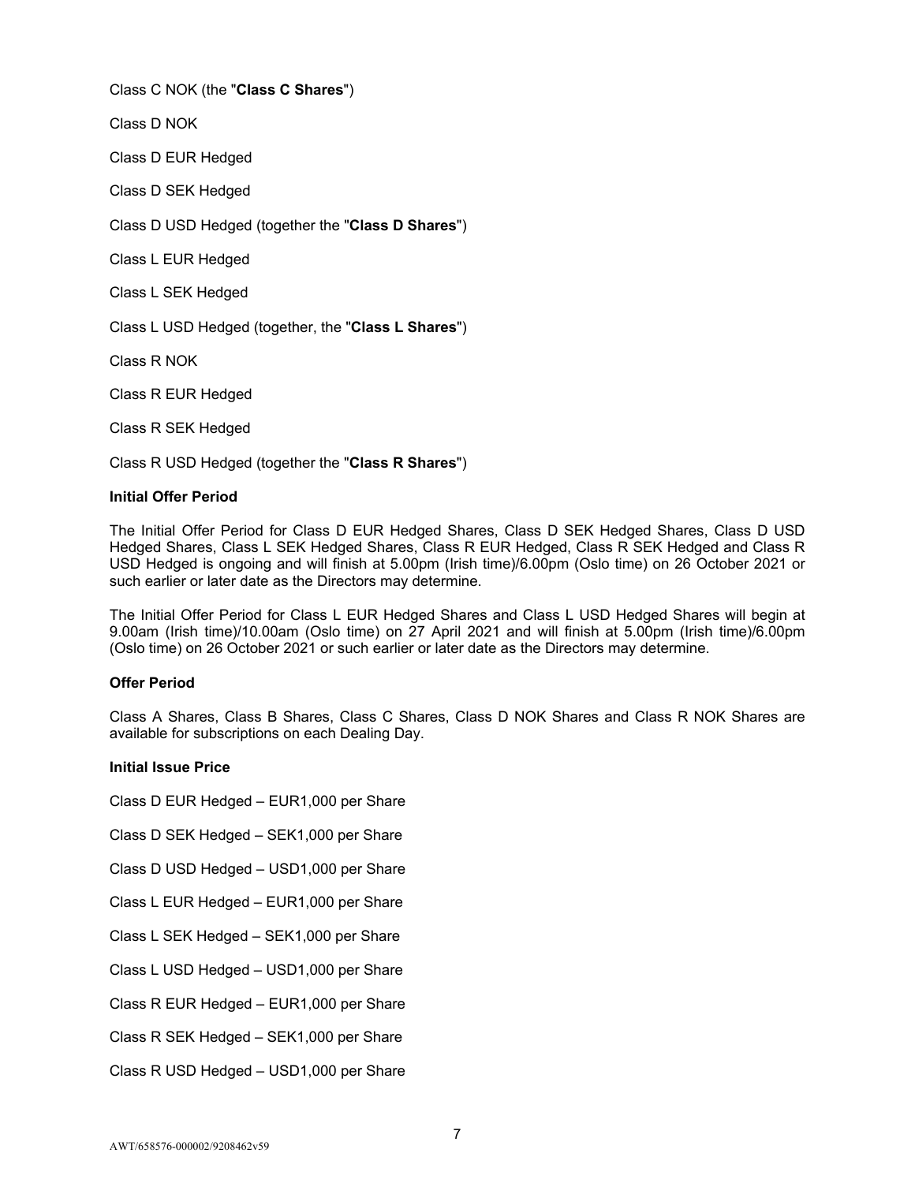Class C NOK (the "**Class C Shares**")

Class D NOK

Class D EUR Hedged

Class D SEK Hedged

Class D USD Hedged (together the "**Class D Shares**")

Class L EUR Hedged

Class L SEK Hedged

Class L USD Hedged (together, the "**Class L Shares**")

Class R NOK

Class R EUR Hedged

Class R SEK Hedged

Class R USD Hedged (together the "**Class R Shares**")

**Initial Offer Period**

The Initial Offer Period for Class D EUR Hedged Shares, Class D SEK Hedged Shares, Class D USD Hedged Shares, Class L SEK Hedged Shares, Class R EUR Hedged, Class R SEK Hedged and Class R USD Hedged is ongoing and will finish at 5.00pm (Irish time)/6.00pm (Oslo time) on 26 October 2021 or such earlier or later date as the Directors may determine.

The Initial Offer Period for Class L EUR Hedged Shares and Class L USD Hedged Shares will begin at 9.00am (Irish time)/10.00am (Oslo time) on 27 April 2021 and will finish at 5.00pm (Irish time)/6.00pm (Oslo time) on 26 October 2021 or such earlier or later date as the Directors may determine.

**Offer Period**

Class A Shares, Class B Shares, Class C Shares, Class D NOK Shares and Class R NOK Shares are available for subscriptions on each Dealing Day.

**Initial Issue Price**

Class D EUR Hedged – EUR1,000 per Share

Class D SEK Hedged – SEK1,000 per Share

Class D USD Hedged – USD1,000 per Share

Class L EUR Hedged – EUR1,000 per Share

Class L SEK Hedged – SEK1,000 per Share

Class L USD Hedged – USD1,000 per Share

Class R EUR Hedged – EUR1,000 per Share

Class R SEK Hedged – SEK1,000 per Share

Class R USD Hedged – USD1,000 per Share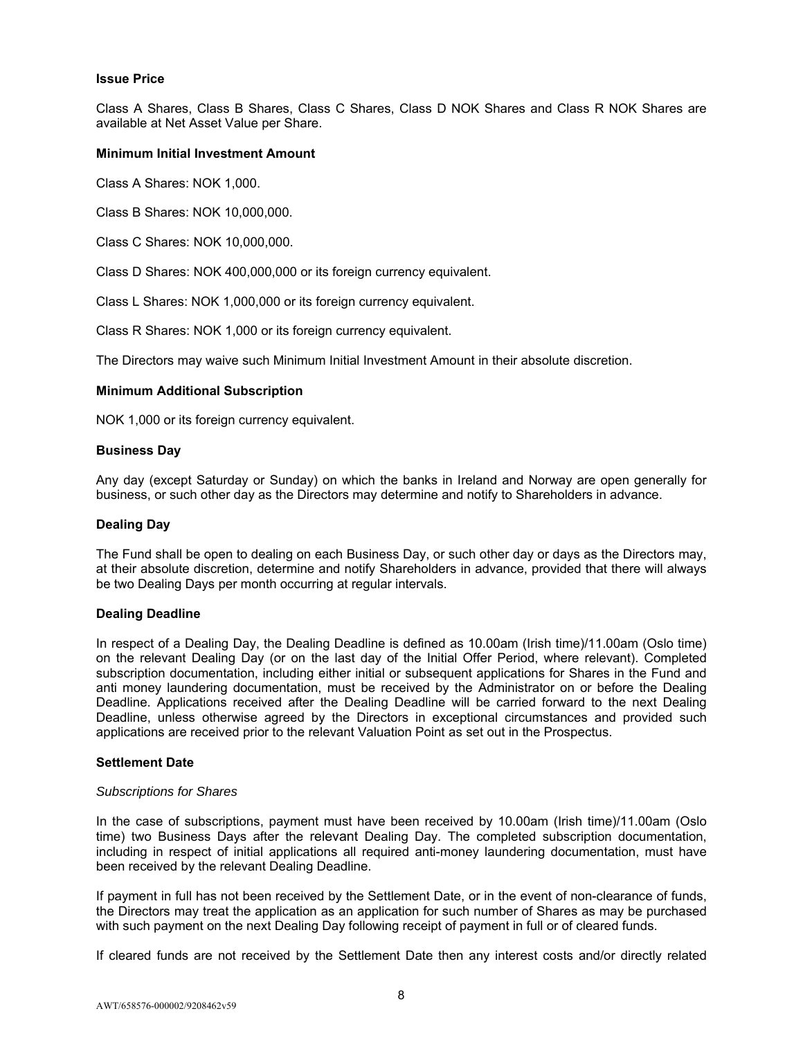**Issue Price**

Class A Shares, Class B Shares, Class C Shares, Class D NOK Shares and Class R NOK Shares are available at Net Asset Value per Share.

**Minimum Initial Investment Amount**

Class A Shares: NOK 1,000.

Class B Shares: NOK 10,000,000.

Class C Shares: NOK 10,000,000.

Class D Shares: NOK 400,000,000 or its foreign currency equivalent.

Class L Shares: NOK 1,000,000 or its foreign currency equivalent.

Class R Shares: NOK 1,000 or its foreign currency equivalent.

The Directors may waive such Minimum Initial Investment Amount in their absolute discretion.

**Minimum Additional Subscription**

NOK 1,000 or its foreign currency equivalent.

**Business Day**

Any day (except Saturday or Sunday) on which the banks in Ireland and Norway are open generally for business, or such other day as the Directors may determine and notify to Shareholders in advance.

**Dealing Day**

The Fund shall be open to dealing on each Business Day, or such other day or days as the Directors may, at their absolute discretion, determine and notify Shareholders in advance, provided that there will always be two Dealing Days per month occurring at regular intervals.

**Dealing Deadline**

In respect of a Dealing Day, the Dealing Deadline is defined as 10.00am (Irish time)/11.00am (Oslo time) on the relevant Dealing Day (or on the last day of the Initial Offer Period, where relevant). Completed subscription documentation, including either initial or subsequent applications for Shares in the Fund and anti money laundering documentation, must be received by the Administrator on or before the Dealing Deadline. Applications received after the Dealing Deadline will be carried forward to the next Dealing Deadline, unless otherwise agreed by the Directors in exceptional circumstances and provided such applications are received prior to the relevant Valuation Point as set out in the Prospectus.

**Settlement Date**

*Subscriptions for Shares*

In the case of subscriptions, payment must have been received by 10.00am (Irish time)/11.00am (Oslo time) two Business Days after the relevant Dealing Day. The completed subscription documentation, including in respect of initial applications all required anti-money laundering documentation, must have been received by the relevant Dealing Deadline.

If payment in full has not been received by the Settlement Date, or in the event of non-clearance of funds, the Directors may treat the application as an application for such number of Shares as may be purchased with such payment on the next Dealing Day following receipt of payment in full or of cleared funds.

If cleared funds are not received by the Settlement Date then any interest costs and/or directly related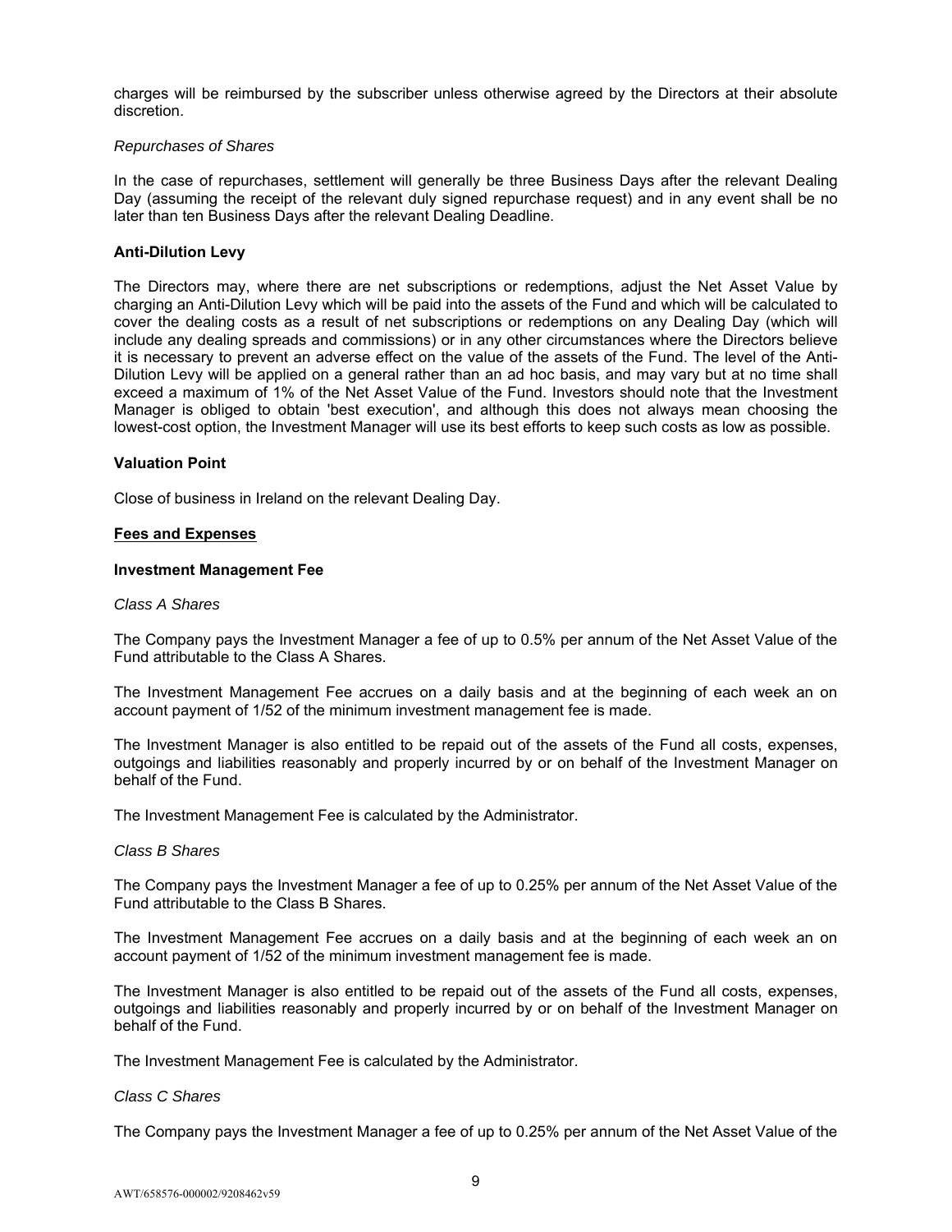charges will be reimbursed by the subscriber unless otherwise agreed by the Directors at their absolute discretion.

*Repurchases of Shares*

In the case of repurchases, settlement will generally be three Business Days after the relevant Dealing Day (assuming the receipt of the relevant duly signed repurchase request) and in any event shall be no later than ten Business Days after the relevant Dealing Deadline.

**Anti-Dilution Levy**

The Directors may, where there are net subscriptions or redemptions, adjust the Net Asset Value by charging an Anti-Dilution Levy which will be paid into the assets of the Fund and which will be calculated to cover the dealing costs as a result of net subscriptions or redemptions on any Dealing Day (which will include any dealing spreads and commissions) or in any other circumstances where the Directors believe it is necessary to prevent an adverse effect on the value of the assets of the Fund. The level of the Anti-Dilution Levy will be applied on a general rather than an ad hoc basis, and may vary but at no time shall exceed a maximum of 1% of the Net Asset Value of the Fund. Investors should note that the Investment Manager is obliged to obtain 'best execution', and although this does not always mean choosing the lowest-cost option, the Investment Manager will use its best efforts to keep such costs as low as possible.

**Valuation Point**

Close of business in Ireland on the relevant Dealing Day.

**Fees and Expenses**

**Investment Management Fee**

*Class A Shares*

The Company pays the Investment Manager a fee of up to 0.5% per annum of the Net Asset Value of the Fund attributable to the Class A Shares.

The Investment Management Fee accrues on a daily basis and at the beginning of each week an on account payment of 1/52 of the minimum investment management fee is made.

The Investment Manager is also entitled to be repaid out of the assets of the Fund all costs, expenses, outgoings and liabilities reasonably and properly incurred by or on behalf of the Investment Manager on behalf of the Fund.

The Investment Management Fee is calculated by the Administrator.

*Class B Shares*

The Company pays the Investment Manager a fee of up to 0.25% per annum of the Net Asset Value of the Fund attributable to the Class B Shares.

The Investment Management Fee accrues on a daily basis and at the beginning of each week an on account payment of 1/52 of the minimum investment management fee is made.

The Investment Manager is also entitled to be repaid out of the assets of the Fund all costs, expenses, outgoings and liabilities reasonably and properly incurred by or on behalf of the Investment Manager on behalf of the Fund.

The Investment Management Fee is calculated by the Administrator.

*Class C Shares*

The Company pays the Investment Manager a fee of up to 0.25% per annum of the Net Asset Value of the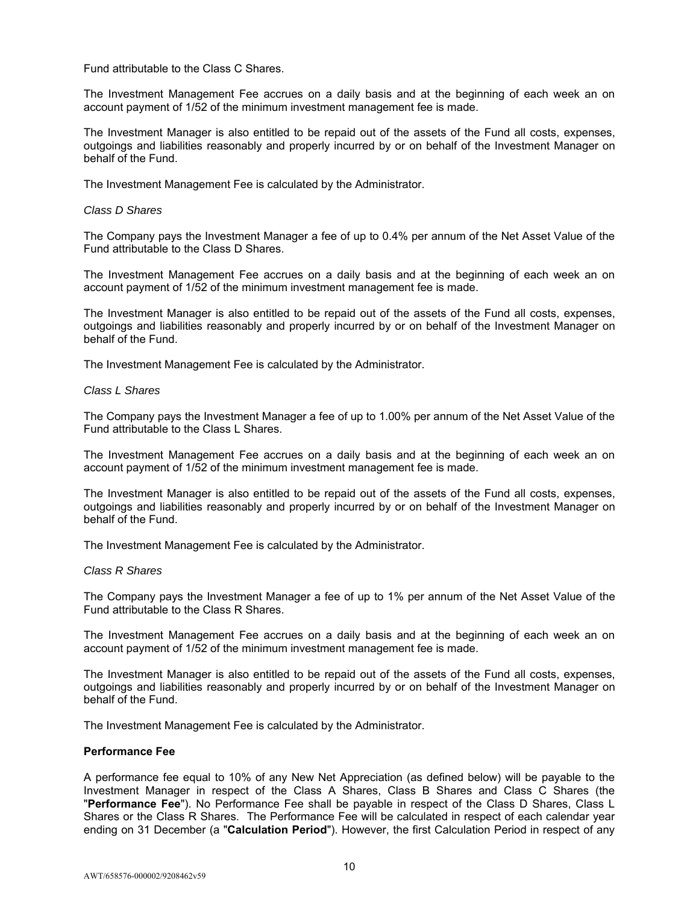Fund attributable to the Class C Shares.

The Investment Management Fee accrues on a daily basis and at the beginning of each week an on account payment of 1/52 of the minimum investment management fee is made.

The Investment Manager is also entitled to be repaid out of the assets of the Fund all costs, expenses, outgoings and liabilities reasonably and properly incurred by or on behalf of the Investment Manager on behalf of the Fund.

The Investment Management Fee is calculated by the Administrator.

*Class D Shares*

The Company pays the Investment Manager a fee of up to 0.4% per annum of the Net Asset Value of the Fund attributable to the Class D Shares.

The Investment Management Fee accrues on a daily basis and at the beginning of each week an on account payment of 1/52 of the minimum investment management fee is made.

The Investment Manager is also entitled to be repaid out of the assets of the Fund all costs, expenses, outgoings and liabilities reasonably and properly incurred by or on behalf of the Investment Manager on behalf of the Fund.

The Investment Management Fee is calculated by the Administrator.

*Class L Shares*

The Company pays the Investment Manager a fee of up to 1.00% per annum of the Net Asset Value of the Fund attributable to the Class L Shares.

The Investment Management Fee accrues on a daily basis and at the beginning of each week an on account payment of 1/52 of the minimum investment management fee is made.

The Investment Manager is also entitled to be repaid out of the assets of the Fund all costs, expenses, outgoings and liabilities reasonably and properly incurred by or on behalf of the Investment Manager on behalf of the Fund.

The Investment Management Fee is calculated by the Administrator.

*Class R Shares*

The Company pays the Investment Manager a fee of up to 1% per annum of the Net Asset Value of the Fund attributable to the Class R Shares.

The Investment Management Fee accrues on a daily basis and at the beginning of each week an on account payment of 1/52 of the minimum investment management fee is made.

The Investment Manager is also entitled to be repaid out of the assets of the Fund all costs, expenses, outgoings and liabilities reasonably and properly incurred by or on behalf of the Investment Manager on behalf of the Fund.

The Investment Management Fee is calculated by the Administrator.

**Performance Fee**

A performance fee equal to 10% of any New Net Appreciation (as defined below) will be payable to the Investment Manager in respect of the Class A Shares, Class B Shares and Class C Shares (the "**Performance Fee**"). No Performance Fee shall be payable in respect of the Class D Shares, Class L Shares or the Class R Shares. The Performance Fee will be calculated in respect of each calendar year ending on 31 December (a "**Calculation Period**"). However, the first Calculation Period in respect of any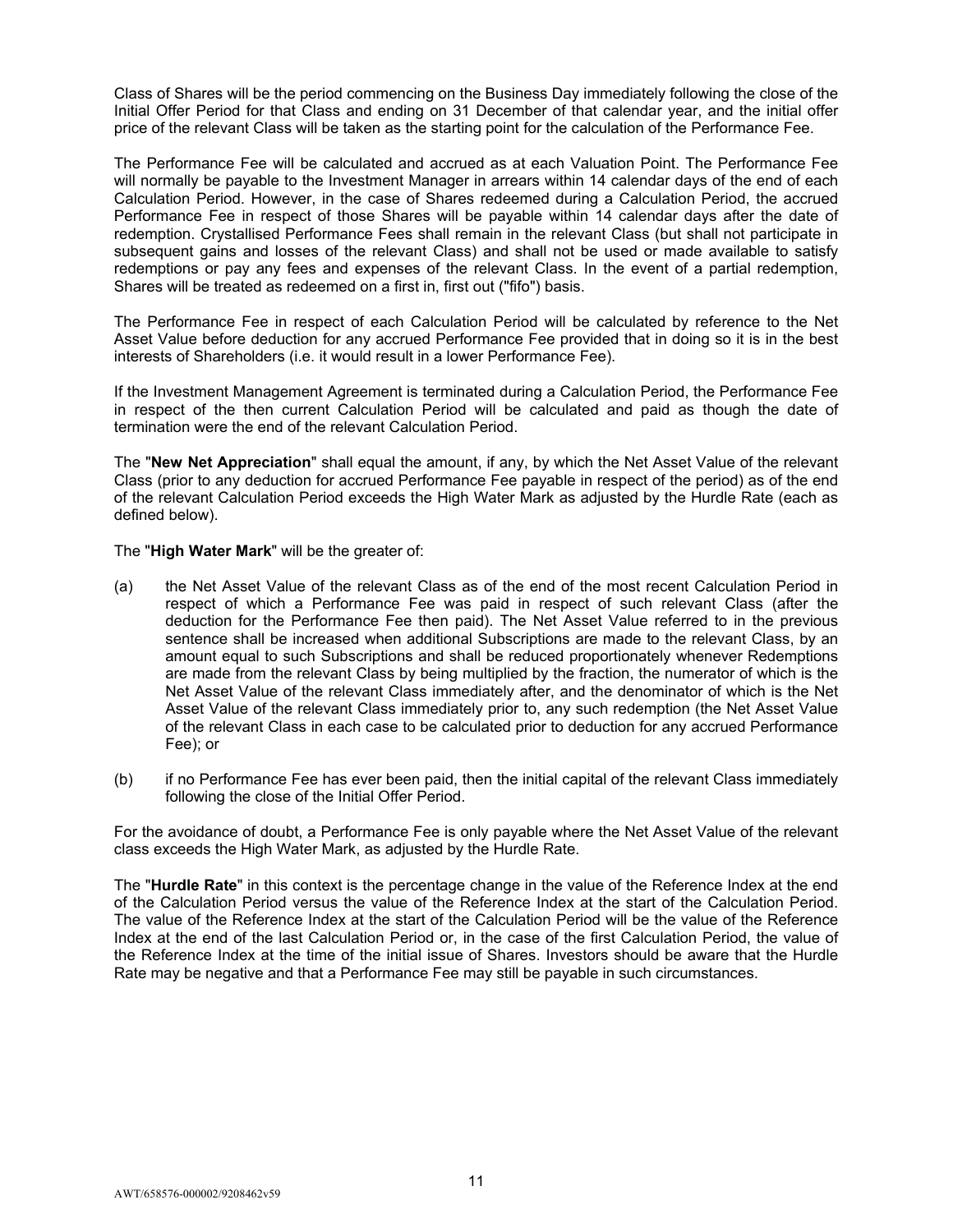Class of Shares will be the period commencing on the Business Day immediately following the close of the Initial Offer Period for that Class and ending on 31 December of that calendar year, and the initial offer price of the relevant Class will be taken as the starting point for the calculation of the Performance Fee.

The Performance Fee will be calculated and accrued as at each Valuation Point. The Performance Fee will normally be payable to the Investment Manager in arrears within 14 calendar days of the end of each Calculation Period. However, in the case of Shares redeemed during a Calculation Period, the accrued Performance Fee in respect of those Shares will be payable within 14 calendar days after the date of redemption. Crystallised Performance Fees shall remain in the relevant Class (but shall not participate in subsequent gains and losses of the relevant Class) and shall not be used or made available to satisfy redemptions or pay any fees and expenses of the relevant Class. In the event of a partial redemption, Shares will be treated as redeemed on a first in, first out ("fifo") basis.

The Performance Fee in respect of each Calculation Period will be calculated by reference to the Net Asset Value before deduction for any accrued Performance Fee provided that in doing so it is in the best interests of Shareholders (i.e. it would result in a lower Performance Fee).

If the Investment Management Agreement is terminated during a Calculation Period, the Performance Fee in respect of the then current Calculation Period will be calculated and paid as though the date of termination were the end of the relevant Calculation Period.

The "**New Net Appreciation**" shall equal the amount, if any, by which the Net Asset Value of the relevant Class (prior to any deduction for accrued Performance Fee payable in respect of the period) as of the end of the relevant Calculation Period exceeds the High Water Mark as adjusted by the Hurdle Rate (each as defined below).

The "**High Water Mark**" will be the greater of:

(a) the Net Asset Value of the relevant Class as of the end of the most recent Calculation Period in respect of which a Performance Fee was paid in respect of such relevant Class (after the deduction for the Performance Fee then paid). The Net Asset Value referred to in the previous sentence shall be increased when additional Subscriptions are made to the relevant Class, by an amount equal to such Subscriptions and shall be reduced proportionately whenever Redemptions are made from the relevant Class by being multiplied by the fraction, the numerator of which is the Net Asset Value of the relevant Class immediately after, and the denominator of which is the Net Asset Value of the relevant Class immediately prior to, any such redemption (the Net Asset Value of the relevant Class in each case to be calculated prior to deduction for any accrued Performance Fee); or

(b) if no Performance Fee has ever been paid, then the initial capital of the relevant Class immediately following the close of the Initial Offer Period.

For the avoidance of doubt, a Performance Fee is only payable where the Net Asset Value of the relevant class exceeds the High Water Mark, as adjusted by the Hurdle Rate.

The "**Hurdle Rate**" in this context is the percentage change in the value of the Reference Index at the end of the Calculation Period versus the value of the Reference Index at the start of the Calculation Period. The value of the Reference Index at the start of the Calculation Period will be the value of the Reference Index at the end of the last Calculation Period or, in the case of the first Calculation Period, the value of the Reference Index at the time of the initial issue of Shares. Investors should be aware that the Hurdle Rate may be negative and that a Performance Fee may still be payable in such circumstances.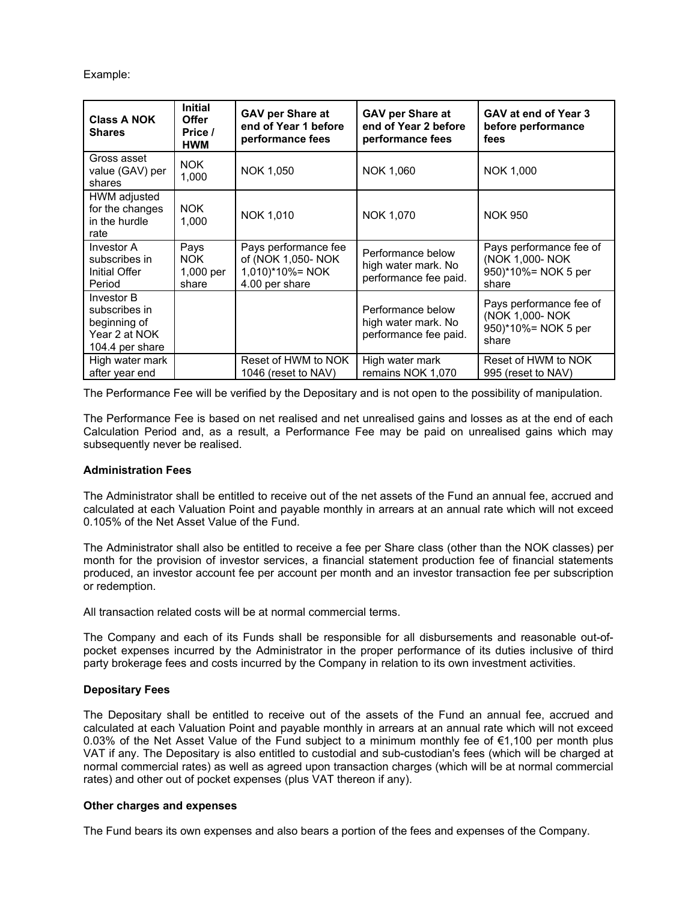Example:

| **Class A NOK Shares** | **Initial Offer Price / HWM** | **GAV per Share at end of Year 1 before performance fees** | **GAV per Share at end of Year 2 before performance fees** | **GAV at end of Year 3 before performance fees** |
|---|---|---|---|---|
| Gross asset value (GAV) per shares | NOK 1,000 | NOK 1,050 | NOK 1,060 | NOK 1,000 |
| HWM adjusted for the changes in the hurdle rate | NOK 1,000 | NOK 1,010 | NOK 1,070 | NOK 950 |
| Investor A subscribes in Initial Offer Period | Pays NOK 1,000 per share | Pays performance fee of (NOK 1,050- NOK 1,010)*10%= NOK 4.00 per share | Performance below high water mark. No performance fee paid. | Pays performance fee of (NOK 1,000- NOK 950)*10%= NOK 5 per share |
| Investor B subscribes in beginning of Year 2 at NOK 104.4 per share | | | Performance below high water mark. No performance fee paid. | Pays performance fee of (NOK 1,000- NOK 950)*10%= NOK 5 per share |
| High water mark after year end | | Reset of HWM to NOK 1046 (reset to NAV) | High water mark remains NOK 1,070 | Reset of HWM to NOK 995 (reset to NAV) |

The Performance Fee will be verified by the Depositary and is not open to the possibility of manipulation.

The Performance Fee is based on net realised and net unrealised gains and losses as at the end of each Calculation Period and, as a result, a Performance Fee may be paid on unrealised gains which may subsequently never be realised.

**Administration Fees**

The Administrator shall be entitled to receive out of the net assets of the Fund an annual fee, accrued and calculated at each Valuation Point and payable monthly in arrears at an annual rate which will not exceed 0.105% of the Net Asset Value of the Fund.

The Administrator shall also be entitled to receive a fee per Share class (other than the NOK classes) per month for the provision of investor services, a financial statement production fee of financial statements produced, an investor account fee per account per month and an investor transaction fee per subscription or redemption.

All transaction related costs will be at normal commercial terms.

The Company and each of its Funds shall be responsible for all disbursements and reasonable out-of-pocket expenses incurred by the Administrator in the proper performance of its duties inclusive of third party brokerage fees and costs incurred by the Company in relation to its own investment activities.

**Depositary Fees**

The Depositary shall be entitled to receive out of the assets of the Fund an annual fee, accrued and calculated at each Valuation Point and payable monthly in arrears at an annual rate which will not exceed 0.03% of the Net Asset Value of the Fund subject to a minimum monthly fee of €1,100 per month plus VAT if any. The Depositary is also entitled to custodial and sub-custodian's fees (which will be charged at normal commercial rates) as well as agreed upon transaction charges (which will be at normal commercial rates) and other out of pocket expenses (plus VAT thereon if any).

**Other charges and expenses**

The Fund bears its own expenses and also bears a portion of the fees and expenses of the Company.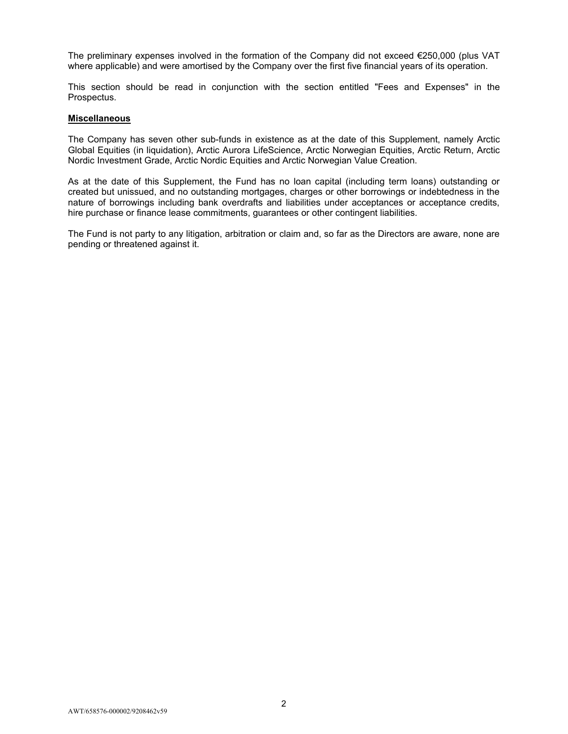The preliminary expenses involved in the formation of the Company did not exceed €250,000 (plus VAT where applicable) and were amortised by the Company over the first five financial years of its operation.

This section should be read in conjunction with the section entitled "Fees and Expenses" in the Prospectus.

**Miscellaneous**

The Company has seven other sub-funds in existence as at the date of this Supplement, namely Arctic Global Equities (in liquidation), Arctic Aurora LifeScience, Arctic Norwegian Equities, Arctic Return, Arctic Nordic Investment Grade, Arctic Nordic Equities and Arctic Norwegian Value Creation.

As at the date of this Supplement, the Fund has no loan capital (including term loans) outstanding or created but unissued, and no outstanding mortgages, charges or other borrowings or indebtedness in the nature of borrowings including bank overdrafts and liabilities under acceptances or acceptance credits, hire purchase or finance lease commitments, guarantees or other contingent liabilities.

The Fund is not party to any litigation, arbitration or claim and, so far as the Directors are aware, none are pending or threatened against it.

AWT/658576-000002/9208462v59